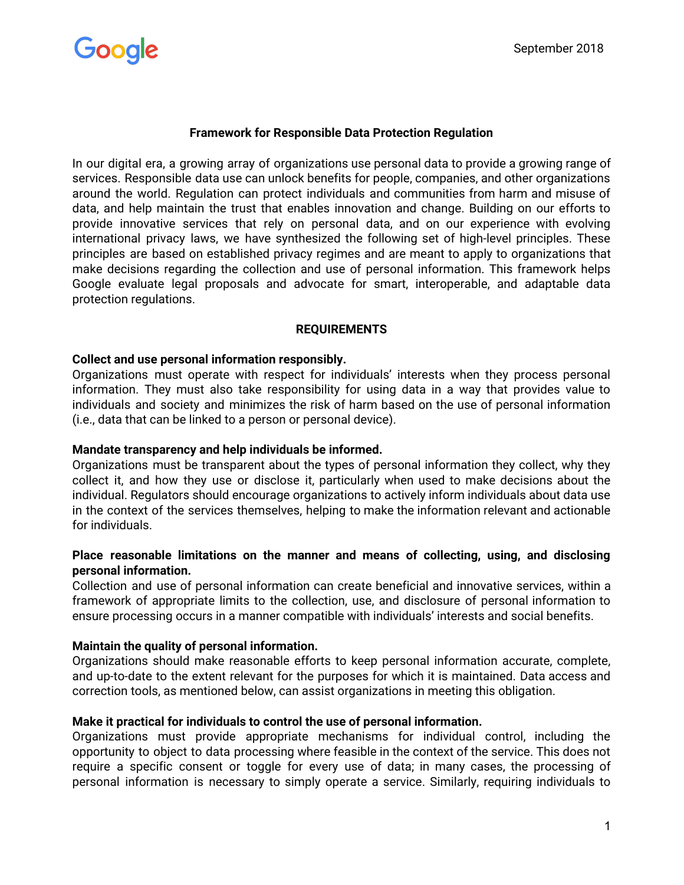Google

September 2018

## Framework for Responsible Data Protection Regulation

In our digital era, a growing array of organizations use personal data to provide a growing range of services. Responsible data use can unlock benefits for people, companies, and other organizations around the world. Regulation can protect individuals and communities from harm and misuse of data, and help maintain the trust that enables innovation and change. Building on our efforts to provide innovative services that rely on personal data, and on our experience with evolving international privacy laws, we have synthesized the following set of high-level principles. These principles are based on established privacy regimes and are meant to apply to organizations that make decisions regarding the collection and use of personal information. This framework helps Google evaluate legal proposals and advocate for smart, interoperable, and adaptable data protection regulations.

### REQUIREMENTS

**Collect and use personal information responsibly.**
Organizations must operate with respect for individuals' interests when they process personal information. They must also take responsibility for using data in a way that provides value to individuals and society and minimizes the risk of harm based on the use of personal information (i.e., data that can be linked to a person or personal device).

**Mandate transparency and help individuals be informed.**
Organizations must be transparent about the types of personal information they collect, why they collect it, and how they use or disclose it, particularly when used to make decisions about the individual. Regulators should encourage organizations to actively inform individuals about data use in the context of the services themselves, helping to make the information relevant and actionable for individuals.

**Place reasonable limitations on the manner and means of collecting, using, and disclosing personal information.**
Collection and use of personal information can create beneficial and innovative services, within a framework of appropriate limits to the collection, use, and disclosure of personal information to ensure processing occurs in a manner compatible with individuals' interests and social benefits.

**Maintain the quality of personal information.**
Organizations should make reasonable efforts to keep personal information accurate, complete, and up-to-date to the extent relevant for the purposes for which it is maintained. Data access and correction tools, as mentioned below, can assist organizations in meeting this obligation.

**Make it practical for individuals to control the use of personal information.**
Organizations must provide appropriate mechanisms for individual control, including the opportunity to object to data processing where feasible in the context of the service. This does not require a specific consent or toggle for every use of data; in many cases, the processing of personal information is necessary to simply operate a service. Similarly, requiring individuals to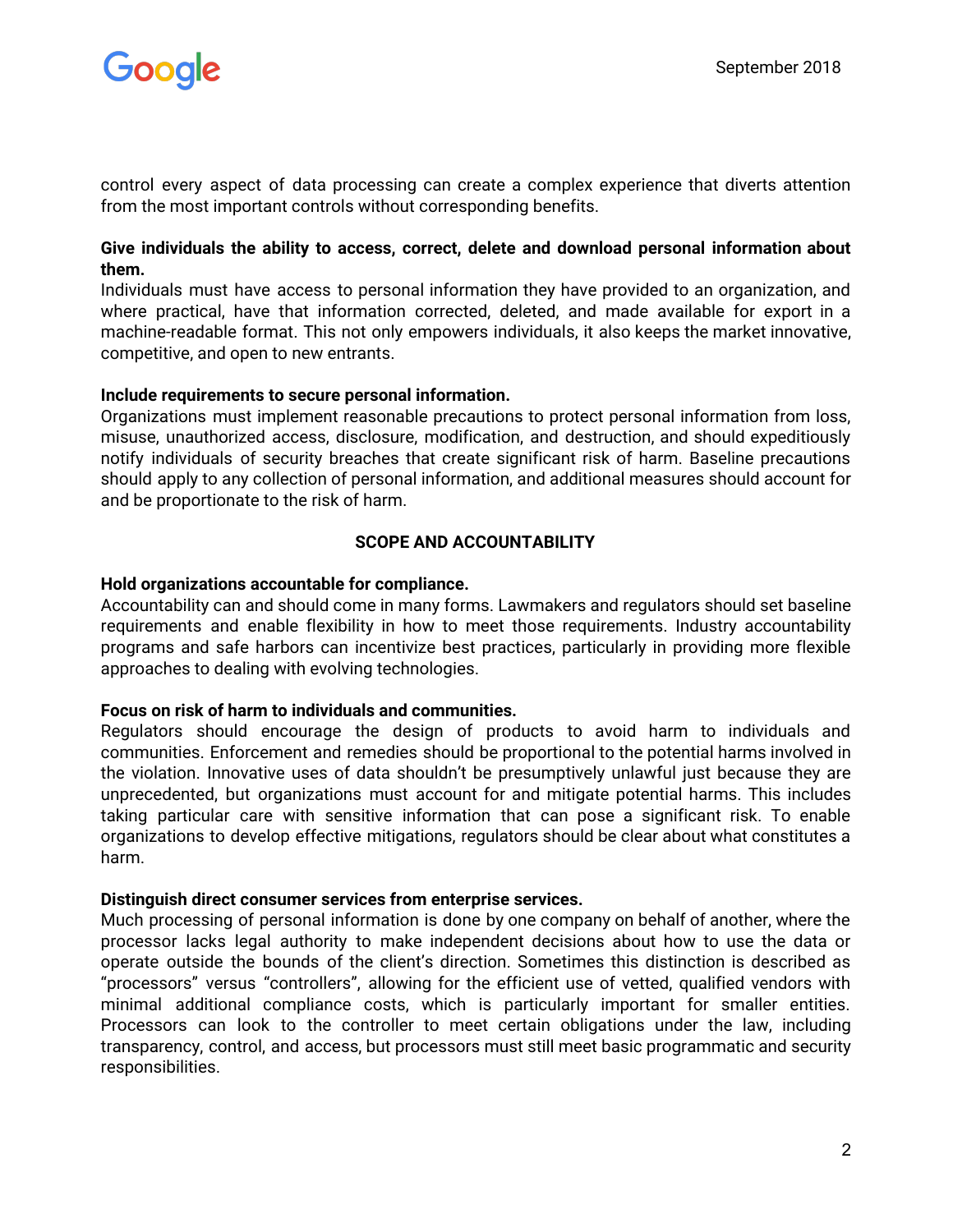control every aspect of data processing can create a complex experience that diverts attention from the most important controls without corresponding benefits.

**Give individuals the ability to access, correct, delete and download personal information about them.**
Individuals must have access to personal information they have provided to an organization, and where practical, have that information corrected, deleted, and made available for export in a machine-readable format. This not only empowers individuals, it also keeps the market innovative, competitive, and open to new entrants.

**Include requirements to secure personal information.**
Organizations must implement reasonable precautions to protect personal information from loss, misuse, unauthorized access, disclosure, modification, and destruction, and should expeditiously notify individuals of security breaches that create significant risk of harm. Baseline precautions should apply to any collection of personal information, and additional measures should account for and be proportionate to the risk of harm.

## SCOPE AND ACCOUNTABILITY

**Hold organizations accountable for compliance.**
Accountability can and should come in many forms. Lawmakers and regulators should set baseline requirements and enable flexibility in how to meet those requirements. Industry accountability programs and safe harbors can incentivize best practices, particularly in providing more flexible approaches to dealing with evolving technologies.

**Focus on risk of harm to individuals and communities.**
Regulators should encourage the design of products to avoid harm to individuals and communities. Enforcement and remedies should be proportional to the potential harms involved in the violation. Innovative uses of data shouldn't be presumptively unlawful just because they are unprecedented, but organizations must account for and mitigate potential harms. This includes taking particular care with sensitive information that can pose a significant risk. To enable organizations to develop effective mitigations, regulators should be clear about what constitutes a harm.

**Distinguish direct consumer services from enterprise services.**
Much processing of personal information is done by one company on behalf of another, where the processor lacks legal authority to make independent decisions about how to use the data or operate outside the bounds of the client's direction. Sometimes this distinction is described as "processors" versus "controllers", allowing for the efficient use of vetted, qualified vendors with minimal additional compliance costs, which is particularly important for smaller entities. Processors can look to the controller to meet certain obligations under the law, including transparency, control, and access, but processors must still meet basic programmatic and security responsibilities.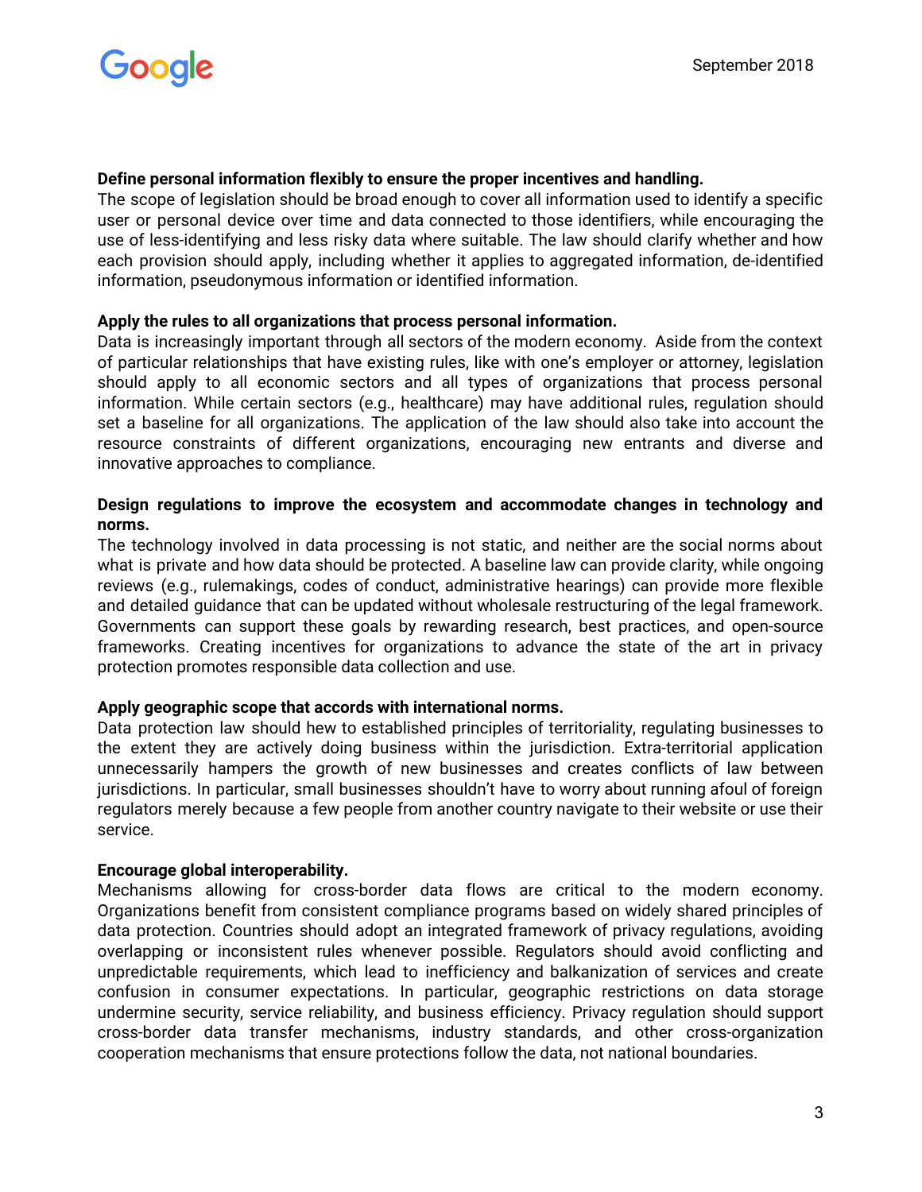**Define personal information flexibly to ensure the proper incentives and handling.**
The scope of legislation should be broad enough to cover all information used to identify a specific user or personal device over time and data connected to those identifiers, while encouraging the use of less-identifying and less risky data where suitable. The law should clarify whether and how each provision should apply, including whether it applies to aggregated information, de-identified information, pseudonymous information or identified information.

**Apply the rules to all organizations that process personal information.**
Data is increasingly important through all sectors of the modern economy. Aside from the context of particular relationships that have existing rules, like with one's employer or attorney, legislation should apply to all economic sectors and all types of organizations that process personal information. While certain sectors (e.g., healthcare) may have additional rules, regulation should set a baseline for all organizations. The application of the law should also take into account the resource constraints of different organizations, encouraging new entrants and diverse and innovative approaches to compliance.

**Design regulations to improve the ecosystem and accommodate changes in technology and norms.**
The technology involved in data processing is not static, and neither are the social norms about what is private and how data should be protected. A baseline law can provide clarity, while ongoing reviews (e.g., rulemakings, codes of conduct, administrative hearings) can provide more flexible and detailed guidance that can be updated without wholesale restructuring of the legal framework. Governments can support these goals by rewarding research, best practices, and open-source frameworks. Creating incentives for organizations to advance the state of the art in privacy protection promotes responsible data collection and use.

**Apply geographic scope that accords with international norms.**
Data protection law should hew to established principles of territoriality, regulating businesses to the extent they are actively doing business within the jurisdiction. Extra-territorial application unnecessarily hampers the growth of new businesses and creates conflicts of law between jurisdictions. In particular, small businesses shouldn't have to worry about running afoul of foreign regulators merely because a few people from another country navigate to their website or use their service.

**Encourage global interoperability.**
Mechanisms allowing for cross-border data flows are critical to the modern economy. Organizations benefit from consistent compliance programs based on widely shared principles of data protection. Countries should adopt an integrated framework of privacy regulations, avoiding overlapping or inconsistent rules whenever possible. Regulators should avoid conflicting and unpredictable requirements, which lead to inefficiency and balkanization of services and create confusion in consumer expectations. In particular, geographic restrictions on data storage undermine security, service reliability, and business efficiency. Privacy regulation should support cross-border data transfer mechanisms, industry standards, and other cross-organization cooperation mechanisms that ensure protections follow the data, not national boundaries.